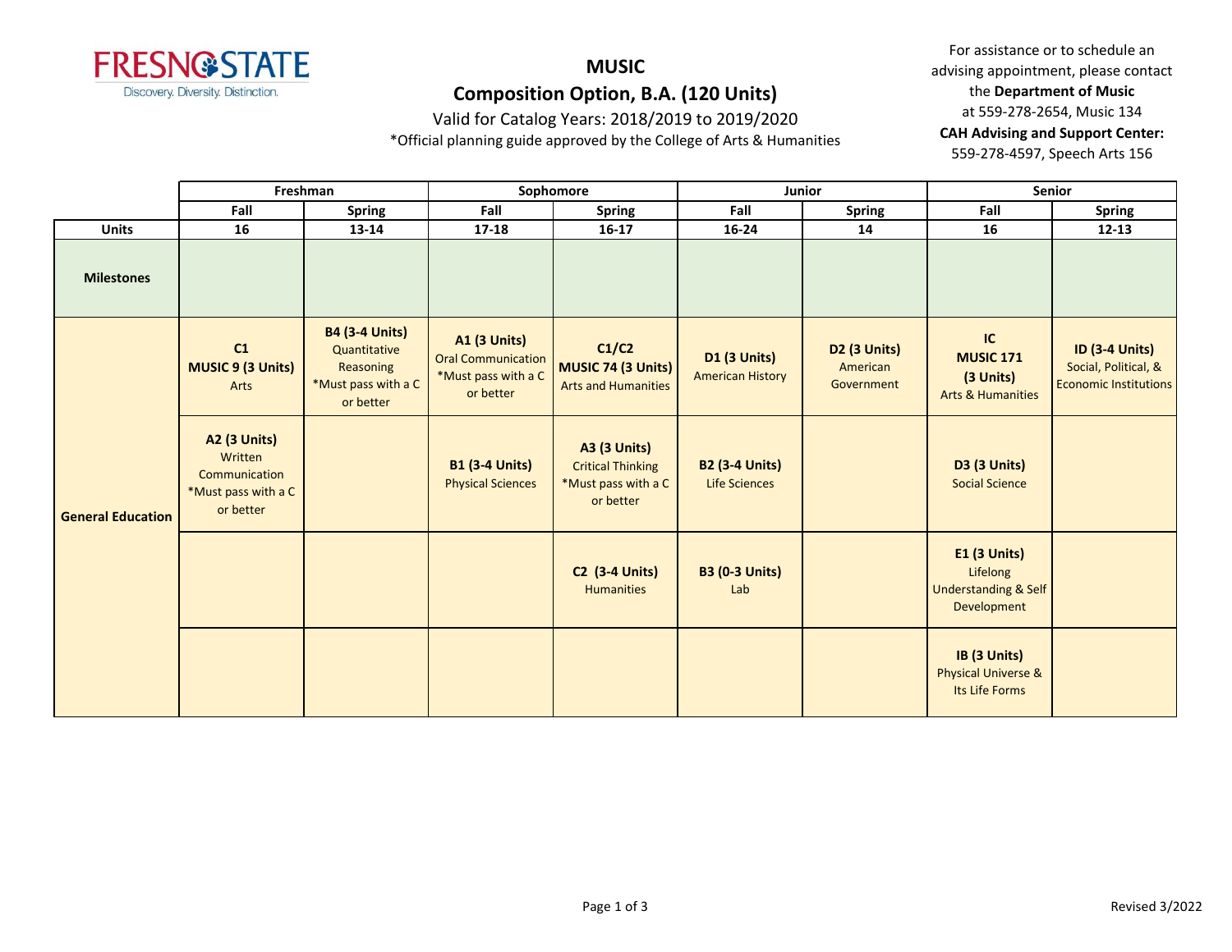# MUSIC

## Composition Option, B.A. (120 Units)

Valid for Catalog Years: 2018/2019 to 2019/2020

*Official planning guide approved by the College of Arts & Humanities

For assistance or to schedule an advising appointment, please contact the **Department of Music** at 559-278-2654, Music 134

**CAH Advising and Support Center:** 559-278-4597, Speech Arts 156

| | Freshman | | Sophomore | | Junior | | Senior | |
|---|---|---|---|---|---|---|---|---|
| | **Fall** | **Spring** | **Fall** | **Spring** | **Fall** | **Spring** | **Fall** | **Spring** |
| **Units** | **16** | **13-14** | **17-18** | **16-17** | **16-24** | **14** | **16** | **12-13** |
| **Milestones** | | | | | | | | |
| **General Education** | **C1** **MUSIC 9 (3 Units)** Arts | **B4 (3-4 Units)** Quantitative Reasoning *Must pass with a C or better | **A1 (3 Units)** Oral Communication *Must pass with a C or better | **C1/C2** **MUSIC 74 (3 Units)** Arts and Humanities | **D1 (3 Units)** American History | **D2 (3 Units)** American Government | **IC** **MUSIC 171** **(3 Units)** Arts & Humanities | **ID (3-4 Units)** Social, Political, & Economic Institutions |
| | **A2 (3 Units)** Written Communication *Must pass with a C or better | | **B1 (3-4 Units)** Physical Sciences | **A3 (3 Units)** Critical Thinking *Must pass with a C or better | **B2 (3-4 Units)** Life Sciences | | **D3 (3 Units)** Social Science | |
| | | | | **C2 (3-4 Units)** Humanities | **B3 (0-3 Units)** Lab | | **E1 (3 Units)** Lifelong Understanding & Self Development | |
| | | | | | | | **IB (3 Units)** Physical Universe & Its Life Forms | |

Revised 3/2022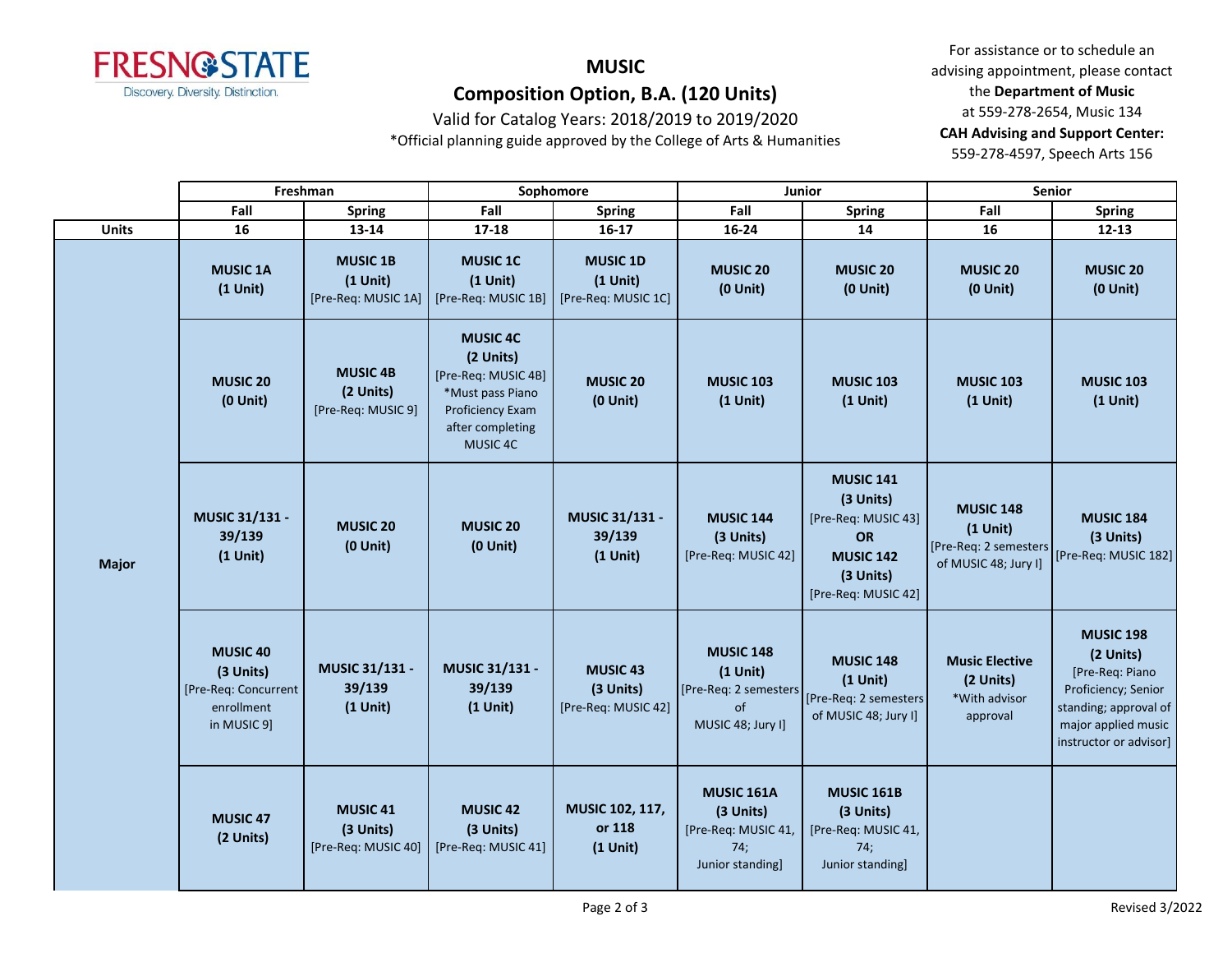# MUSIC

## Composition Option, B.A. (120 Units)

Valid for Catalog Years: 2018/2019 to 2019/2020

*Official planning guide approved by the College of Arts & Humanities

For assistance or to schedule an advising appointment, please contact the **Department of Music** at 559-278-2654, Music 134

**CAH Advising and Support Center:** 559-278-4597, Speech Arts 156

| | Freshman | | Sophomore | | Junior | | Senior | |
|---|---|---|---|---|---|---|---|---|
| | Fall | Spring | Fall | Spring | Fall | Spring | Fall | Spring |
| **Units** | 16 | 13-14 | 17-18 | 16-17 | 16-24 | 14 | 16 | 12-13 |
| **Major** | **MUSIC 1A (1 Unit)** | **MUSIC 1B (1 Unit)** [Pre-Req: MUSIC 1A] | **MUSIC 1C (1 Unit)** [Pre-Req: MUSIC 1B] | **MUSIC 1D (1 Unit)** [Pre-Req: MUSIC 1C] | **MUSIC 20 (0 Unit)** | **MUSIC 20 (0 Unit)** | **MUSIC 20 (0 Unit)** | **MUSIC 20 (0 Unit)** |
| | **MUSIC 20 (0 Unit)** | **MUSIC 4B (2 Units)** [Pre-Req: MUSIC 9] | **MUSIC 4C (2 Units)** [Pre-Req: MUSIC 4B] *Must pass Piano Proficiency Exam after completing MUSIC 4C | **MUSIC 20 (0 Unit)** | **MUSIC 103 (1 Unit)** | **MUSIC 103 (1 Unit)** | **MUSIC 103 (1 Unit)** | **MUSIC 103 (1 Unit)** |
| | **MUSIC 31/131 - 39/139 (1 Unit)** | **MUSIC 20 (0 Unit)** | **MUSIC 20 (0 Unit)** | **MUSIC 31/131 - 39/139 (1 Unit)** | **MUSIC 144 (3 Units)** [Pre-Req: MUSIC 42] | **MUSIC 141 (3 Units)** [Pre-Req: MUSIC 43] **OR** **MUSIC 142 (3 Units)** [Pre-Req: MUSIC 42] | **MUSIC 148 (1 Unit)** [Pre-Req: 2 semesters of MUSIC 48; Jury I] | **MUSIC 184 (3 Units)** [Pre-Req: MUSIC 182] |
| | **MUSIC 40 (3 Units)** [Pre-Req: Concurrent enrollment in MUSIC 9] | **MUSIC 31/131 - 39/139 (1 Unit)** | **MUSIC 31/131 - 39/139 (1 Unit)** | **MUSIC 43 (3 Units)** [Pre-Req: MUSIC 42] | **MUSIC 148 (1 Unit)** [Pre-Req: 2 semesters of MUSIC 48; Jury I] | **MUSIC 148 (1 Unit)** [Pre-Req: 2 semesters of MUSIC 48; Jury I] | **Music Elective (2 Units)** *With advisor approval | **MUSIC 198 (2 Units)** [Pre-Req: Piano Proficiency; Senior standing; approval of major applied music instructor or advisor] |
| | **MUSIC 47 (2 Units)** | **MUSIC 41 (3 Units)** [Pre-Req: MUSIC 40] | **MUSIC 42 (3 Units)** [Pre-Req: MUSIC 41] | **MUSIC 102, 117, or 118 (1 Unit)** | **MUSIC 161A (3 Units)** [Pre-Req: MUSIC 41, 74; Junior standing] | **MUSIC 161B (3 Units)** [Pre-Req: MUSIC 41, 74; Junior standing] | | |

Revised 3/2022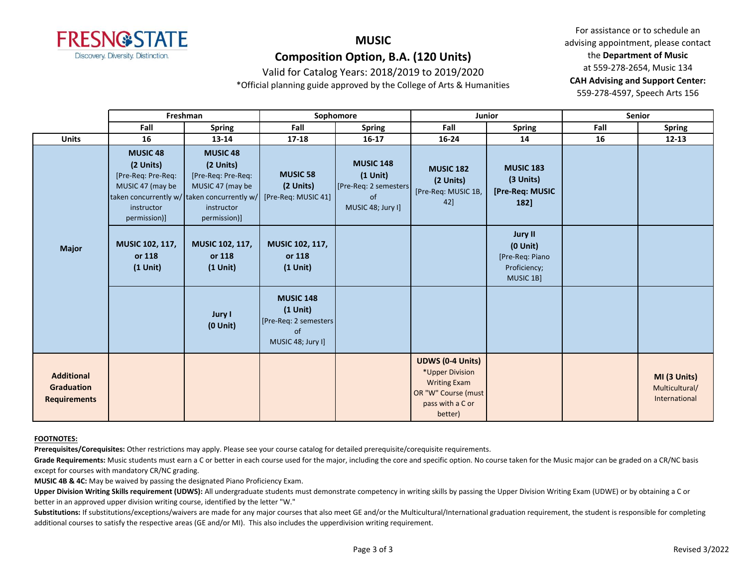# MUSIC

## Composition Option, B.A. (120 Units)

Valid for Catalog Years: 2018/2019 to 2019/2020

*Official planning guide approved by the College of Arts & Humanities

For assistance or to schedule an advising appointment, please contact the **Department of Music** at 559-278-2654, Music 134

**CAH Advising and Support Center:** 559-278-4597, Speech Arts 156

| | Freshman | | Sophomore | | Junior | | Senior | |
|---|---|---|---|---|---|---|---|---|
| | **Fall** | **Spring** | **Fall** | **Spring** | **Fall** | **Spring** | **Fall** | **Spring** |
| **Units** | **16** | **13-14** | **17-18** | **16-17** | **16-24** | **14** | **16** | **12-13** |
| **Major** | **MUSIC 48 (2 Units)** [Pre-Req: Pre-Req: MUSIC 47 (may be taken concurrently w/ instructor permission)] | **MUSIC 48 (2 Units)** [Pre-Req: Pre-Req: MUSIC 47 (may be taken concurrently w/ instructor permission)] | **MUSIC 58 (2 Units)** [Pre-Req: MUSIC 41] | **MUSIC 148 (1 Unit)** [Pre-Req: 2 semesters of MUSIC 48; Jury I] | **MUSIC 182 (2 Units)** [Pre-Req: MUSIC 1B, 42] | **MUSIC 183 (3 Units)** **[Pre-Req: MUSIC 182]** | | |
| | **MUSIC 102, 117, or 118 (1 Unit)** | **MUSIC 102, 117, or 118 (1 Unit)** | **MUSIC 102, 117, or 118 (1 Unit)** | | | **Jury II (0 Unit)** [Pre-Req: Piano Proficiency; MUSIC 1B] | | |
| | | **Jury I (0 Unit)** | **MUSIC 148 (1 Unit)** [Pre-Req: 2 semesters of MUSIC 48; Jury I] | | | | | |
| **Additional Graduation Requirements** | | | | | **UDWS (0-4 Units)** *Upper Division Writing Exam OR "W" Course (must pass with a C or better) | | | **MI (3 Units)** Multicultural/ International |

**FOOTNOTES:**

**Prerequisites/Corequisites:** Other restrictions may apply. Please see your course catalog for detailed prerequisite/corequisite requirements.

**Grade Requirements:** Music students must earn a C or better in each course used for the major, including the core and specific option. No course taken for the Music major can be graded on a CR/NC basis except for courses with mandatory CR/NC grading.

**MUSIC 4B & 4C:** May be waived by passing the designated Piano Proficiency Exam.

**Upper Division Writing Skills requirement (UDWS):** All undergraduate students must demonstrate competency in writing skills by passing the Upper Division Writing Exam (UDWE) or by obtaining a C or better in an approved upper division writing course, identified by the letter "W."

**Substitutions:** If substitutions/exceptions/waivers are made for any major courses that also meet GE and/or the Multicultural/International graduation requirement, the student is responsible for completing additional courses to satisfy the respective areas (GE and/or MI). This also includes the upperdivision writing requirement.

Revised 3/2022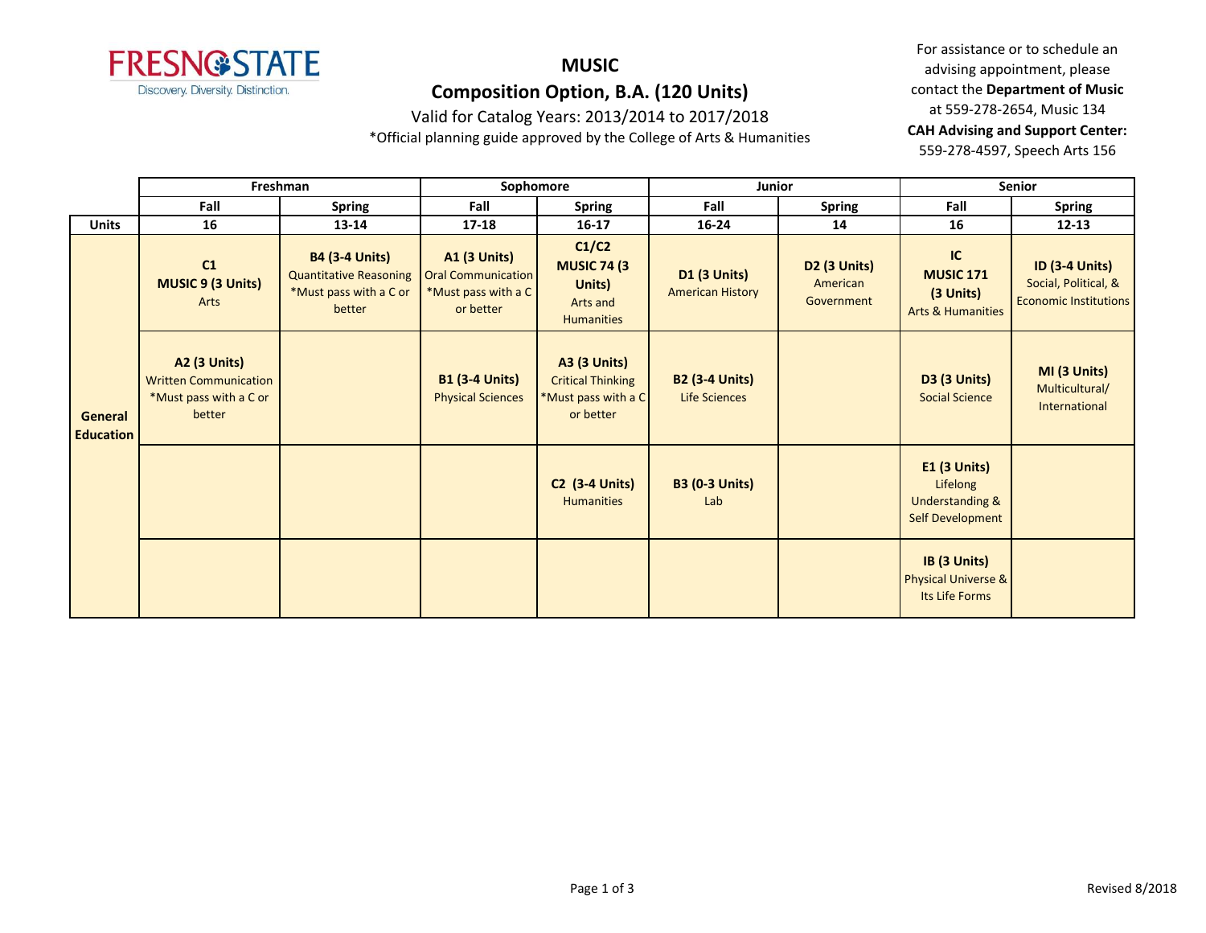FRESNO STATE
Discovery. Diversity. Distinction.

# MUSIC

## Composition Option, B.A. (120 Units)

Valid for Catalog Years: 2013/2014 to 2017/2018

*Official planning guide approved by the College of Arts & Humanities

For assistance or to schedule an advising appointment, please contact the **Department of Music** at 559-278-2654, Music 134

**CAH Advising and Support Center:** 559-278-4597, Speech Arts 156

| | Freshman | | Sophomore | | Junior | | Senior | |
|---|---|---|---|---|---|---|---|---|
| | Fall | Spring | Fall | Spring | Fall | Spring | Fall | Spring |
| **Units** | 16 | 13-14 | 17-18 | 16-17 | 16-24 | 14 | 16 | 12-13 |
| **General Education** | **C1 MUSIC 9 (3 Units)** Arts | **B4 (3-4 Units)** Quantitative Reasoning *Must pass with a C or better | **A1 (3 Units)** Oral Communication *Must pass with a C or better | **C1/C2 MUSIC 74 (3 Units)** Arts and Humanities | **D1 (3 Units)** American History | **D2 (3 Units)** American Government | **IC MUSIC 171 (3 Units)** Arts & Humanities | **ID (3-4 Units)** Social, Political, & Economic Institutions |
| | **A2 (3 Units)** Written Communication *Must pass with a C or better | | **B1 (3-4 Units)** Physical Sciences | **A3 (3 Units)** Critical Thinking *Must pass with a C or better | **B2 (3-4 Units)** Life Sciences | | **D3 (3 Units)** Social Science | **MI (3 Units)** Multicultural/ International |
| | | | | **C2 (3-4 Units)** Humanities | **B3 (0-3 Units)** Lab | | **E1 (3 Units)** Lifelong Understanding & Self Development | |
| | | | | | | | **IB (3 Units)** Physical Universe & Its Life Forms | |

Revised 8/2018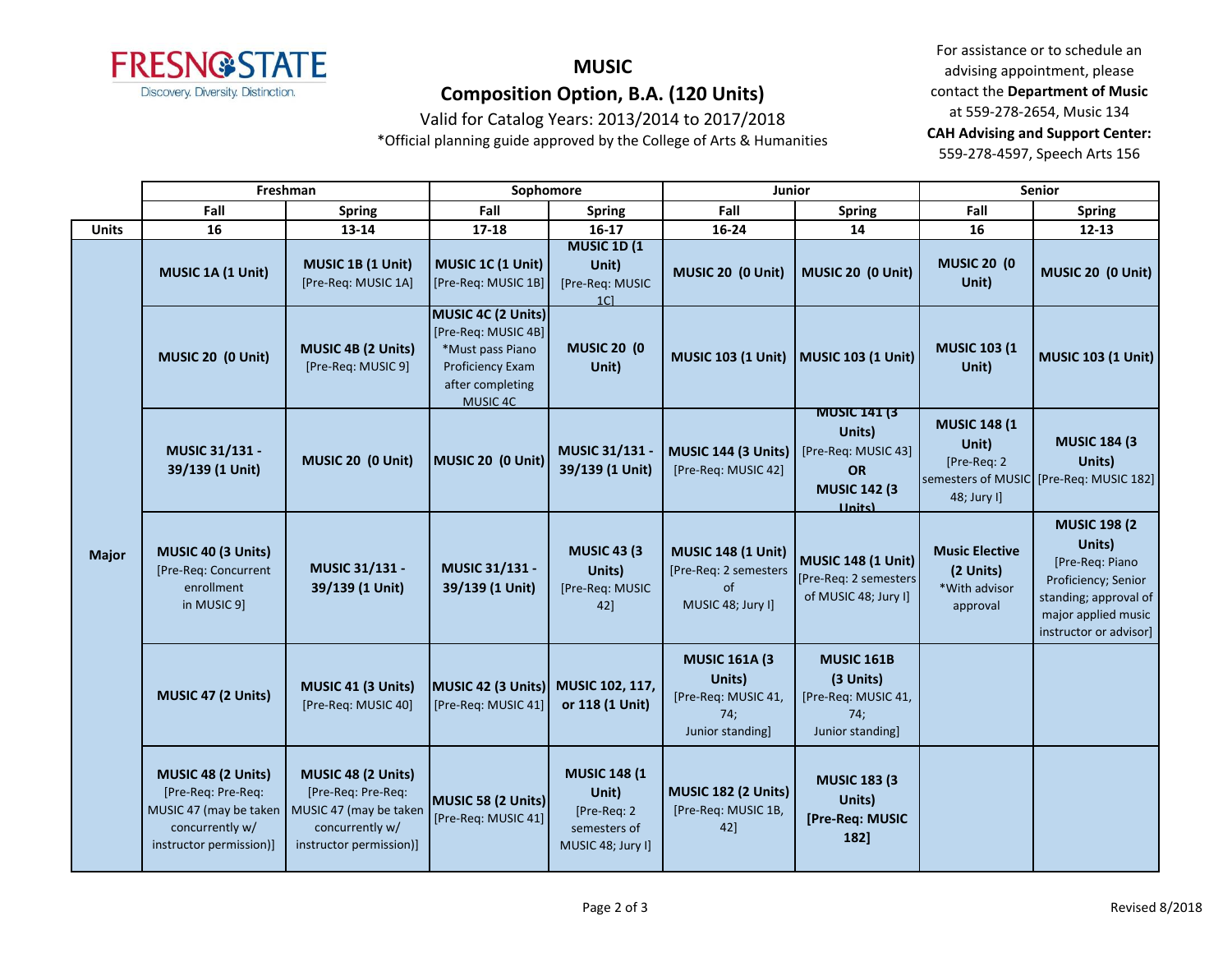FRESNO STATE

Discovery. Diversity. Distinction.

# MUSIC

## Composition Option, B.A. (120 Units)

Valid for Catalog Years: 2013/2014 to 2017/2018

*Official planning guide approved by the College of Arts & Humanities

For assistance or to schedule an advising appointment, please contact the **Department of Music** at 559-278-2654, Music 134

**CAH Advising and Support Center:** 559-278-4597, Speech Arts 156

| | Freshman | | Sophomore | | Junior | | Senior | |
|---|---|---|---|---|---|---|---|---|
| | Fall | Spring | Fall | Spring | Fall | Spring | Fall | Spring |
| **Units** | 16 | 13-14 | 17-18 | 16-17 | 16-24 | 14 | 16 | 12-13 |
| **Major** | **MUSIC 1A (1 Unit)** | **MUSIC 1B (1 Unit)** [Pre-Req: MUSIC 1A] | **MUSIC 1C (1 Unit)** [Pre-Req: MUSIC 1B] | **MUSIC 1D (1 Unit)** [Pre-Req: MUSIC 1C] | **MUSIC 20 (0 Unit)** | **MUSIC 20 (0 Unit)** | **MUSIC 20 (0 Unit)** | **MUSIC 20 (0 Unit)** |
| | **MUSIC 20 (0 Unit)** | **MUSIC 4B (2 Units)** [Pre-Req: MUSIC 9] | **MUSIC 4C (2 Units)** [Pre-Req: MUSIC 4B] *Must pass Piano Proficiency Exam after completing MUSIC 4C | **MUSIC 20 (0 Unit)** | **MUSIC 103 (1 Unit)** | **MUSIC 103 (1 Unit)** | **MUSIC 103 (1 Unit)** | **MUSIC 103 (1 Unit)** |
| | **MUSIC 31/131 - 39/139 (1 Unit)** | **MUSIC 20 (0 Unit)** | **MUSIC 20 (0 Unit)** | **MUSIC 31/131 - 39/139 (1 Unit)** | **MUSIC 144 (3 Units)** [Pre-Req: MUSIC 42] | **MUSIC 141 (3 Units)** [Pre-Req: MUSIC 43] **OR** **MUSIC 142 (3 Units)** | **MUSIC 148 (1 Unit)** [Pre-Req: 2 semesters of MUSIC 48; Jury I] | **MUSIC 184 (3 Units)** [Pre-Req: MUSIC 182] |
| | **MUSIC 40 (3 Units)** [Pre-Req: Concurrent enrollment in MUSIC 9] | **MUSIC 31/131 - 39/139 (1 Unit)** | **MUSIC 31/131 - 39/139 (1 Unit)** | **MUSIC 43 (3 Units)** [Pre-Req: MUSIC 42] | **MUSIC 148 (1 Unit)** [Pre-Req: 2 semesters of MUSIC 48; Jury I] | **MUSIC 148 (1 Unit)** [Pre-Req: 2 semesters of MUSIC 48; Jury I] | **Music Elective (2 Units)** *With advisor approval | **MUSIC 198 (2 Units)** [Pre-Req: Piano Proficiency; Senior standing; approval of major applied music instructor or advisor] |
| | **MUSIC 47 (2 Units)** | **MUSIC 41 (3 Units)** [Pre-Req: MUSIC 40] | **MUSIC 42 (3 Units)** [Pre-Req: MUSIC 41] | **MUSIC 102, 117, or 118 (1 Unit)** | **MUSIC 161A (3 Units)** [Pre-Req: MUSIC 41, 74; Junior standing] | **MUSIC 161B (3 Units)** [Pre-Req: MUSIC 41, 74; Junior standing] | | |
| | **MUSIC 48 (2 Units)** [Pre-Req: Pre-Req: MUSIC 47 (may be taken concurrently w/ instructor permission)] | **MUSIC 48 (2 Units)** [Pre-Req: Pre-Req: MUSIC 47 (may be taken concurrently w/ instructor permission)] | **MUSIC 58 (2 Units)** [Pre-Req: MUSIC 41] | **MUSIC 148 (1 Unit)** [Pre-Req: 2 semesters of MUSIC 48; Jury I] | **MUSIC 182 (2 Units)** [Pre-Req: MUSIC 1B, 42] | **MUSIC 183 (3 Units)** **[Pre-Req: MUSIC 182]** | | |

Revised 8/2018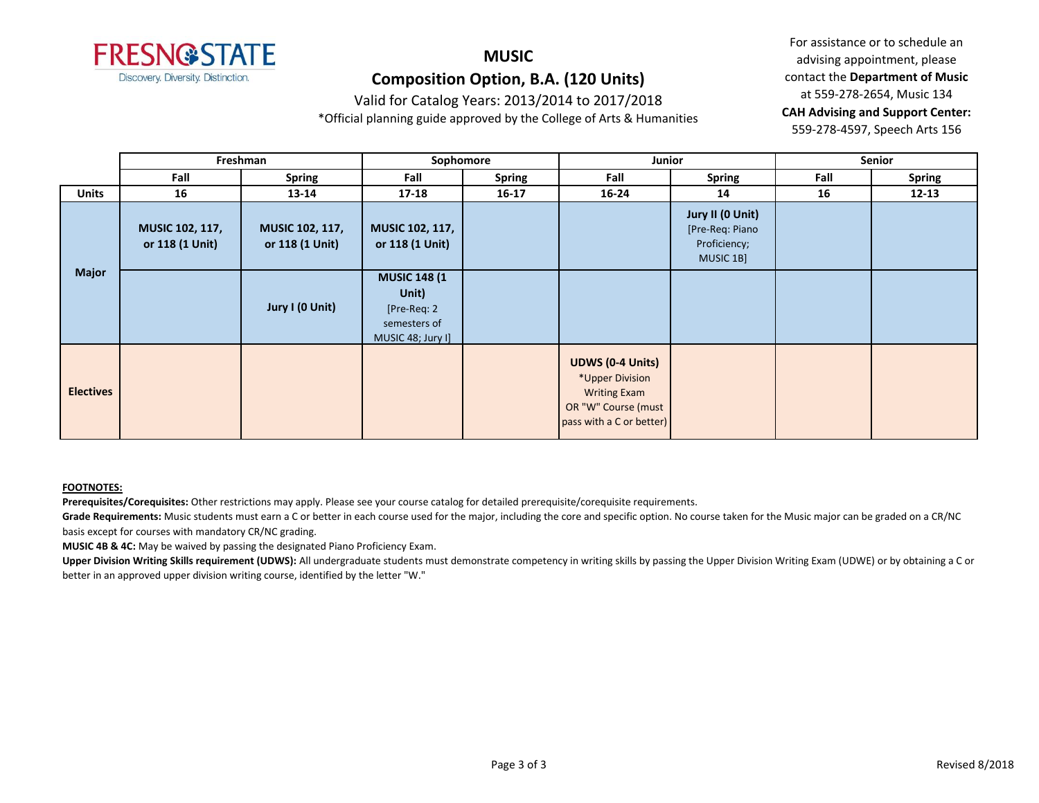# MUSIC

## Composition Option, B.A. (120 Units)

Valid for Catalog Years: 2013/2014 to 2017/2018

*Official planning guide approved by the College of Arts & Humanities

For assistance or to schedule an advising appointment, please contact the **Department of Music** at 559-278-2654, Music 134

**CAH Advising and Support Center:** 559-278-4597, Speech Arts 156

| | Freshman | | Sophomore | | Junior | | Senior | |
|---|---|---|---|---|---|---|---|---|
| | **Fall** | **Spring** | **Fall** | **Spring** | **Fall** | **Spring** | **Fall** | **Spring** |
| **Units** | **16** | **13-14** | **17-18** | **16-17** | **16-24** | **14** | **16** | **12-13** |
| **Major** | **MUSIC 102, 117, or 118 (1 Unit)** | **MUSIC 102, 117, or 118 (1 Unit)** | **MUSIC 102, 117, or 118 (1 Unit)** | | | **Jury II (0 Unit)** [Pre-Req: Piano Proficiency; MUSIC 1B] | | |
| | | **Jury I (0 Unit)** | **MUSIC 148 (1 Unit)** [Pre-Req: 2 semesters of MUSIC 48; Jury I] | | | | | |
| **Electives** | | | | | **UDWS (0-4 Units)** *Upper Division Writing Exam OR "W" Course (must pass with a C or better) | | | |

**FOOTNOTES:**

**Prerequisites/Corequisites:** Other restrictions may apply. Please see your course catalog for detailed prerequisite/corequisite requirements.

**Grade Requirements:** Music students must earn a C or better in each course used for the major, including the core and specific option. No course taken for the Music major can be graded on a CR/NC basis except for courses with mandatory CR/NC grading.

**MUSIC 4B & 4C:** May be waived by passing the designated Piano Proficiency Exam.

**Upper Division Writing Skills requirement (UDWS):** All undergraduate students must demonstrate competency in writing skills by passing the Upper Division Writing Exam (UDWE) or by obtaining a C or better in an approved upper division writing course, identified by the letter "W."

Revised 8/2018